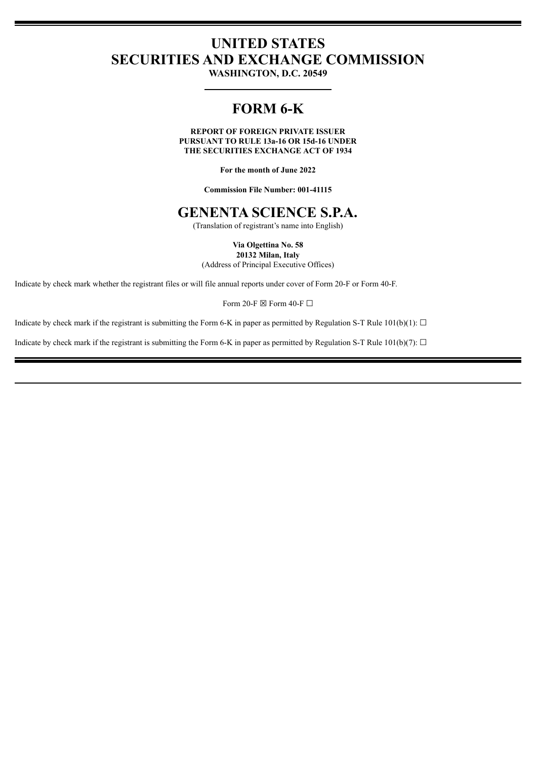# UNITED STATES
# SECURITIES AND EXCHANGE COMMISSION

**WASHINGTON, D.C. 20549**

# FORM 6-K

**REPORT OF FOREIGN PRIVATE ISSUER**
**PURSUANT TO RULE 13a-16 OR 15d-16 UNDER**
**THE SECURITIES EXCHANGE ACT OF 1934**

**For the month of June 2022**

**Commission File Number: 001-41115**

# GENENTA SCIENCE S.P.A.

(Translation of registrant's name into English)

**Via Olgettina No. 58**
**20132 Milan, Italy**
(Address of Principal Executive Offices)

Indicate by check mark whether the registrant files or will file annual reports under cover of Form 20-F or Form 40-F.

Form 20-F ☒ Form 40-F ☐

Indicate by check mark if the registrant is submitting the Form 6-K in paper as permitted by Regulation S-T Rule 101(b)(1): ☐

Indicate by check mark if the registrant is submitting the Form 6-K in paper as permitted by Regulation S-T Rule 101(b)(7): ☐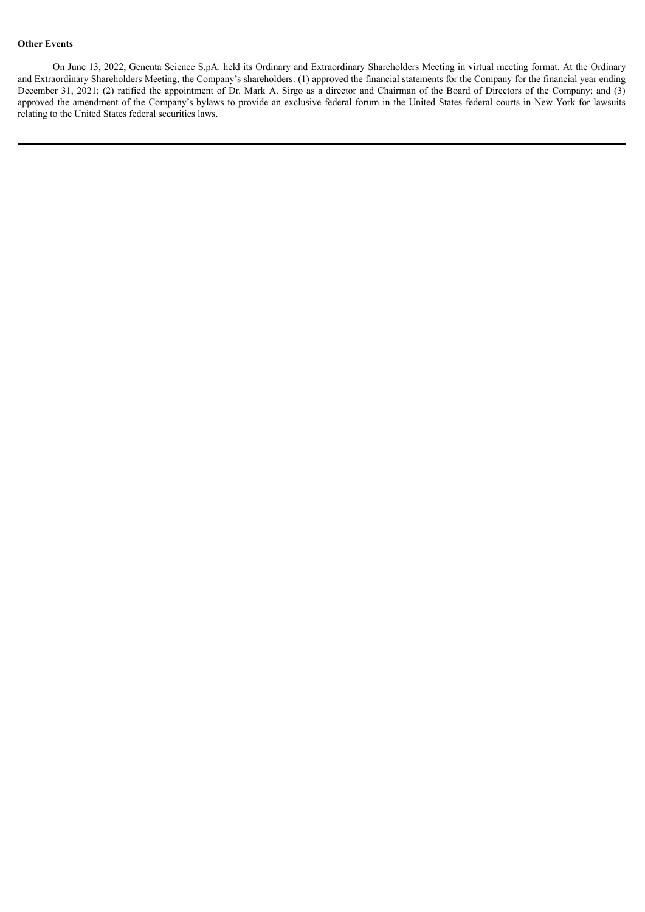**Other Events**

On June 13, 2022, Genenta Science S.pA. held its Ordinary and Extraordinary Shareholders Meeting in virtual meeting format. At the Ordinary and Extraordinary Shareholders Meeting, the Company's shareholders: (1) approved the financial statements for the Company for the financial year ending December 31, 2021; (2) ratified the appointment of Dr. Mark A. Sirgo as a director and Chairman of the Board of Directors of the Company; and (3) approved the amendment of the Company's bylaws to provide an exclusive federal forum in the United States federal courts in New York for lawsuits relating to the United States federal securities laws.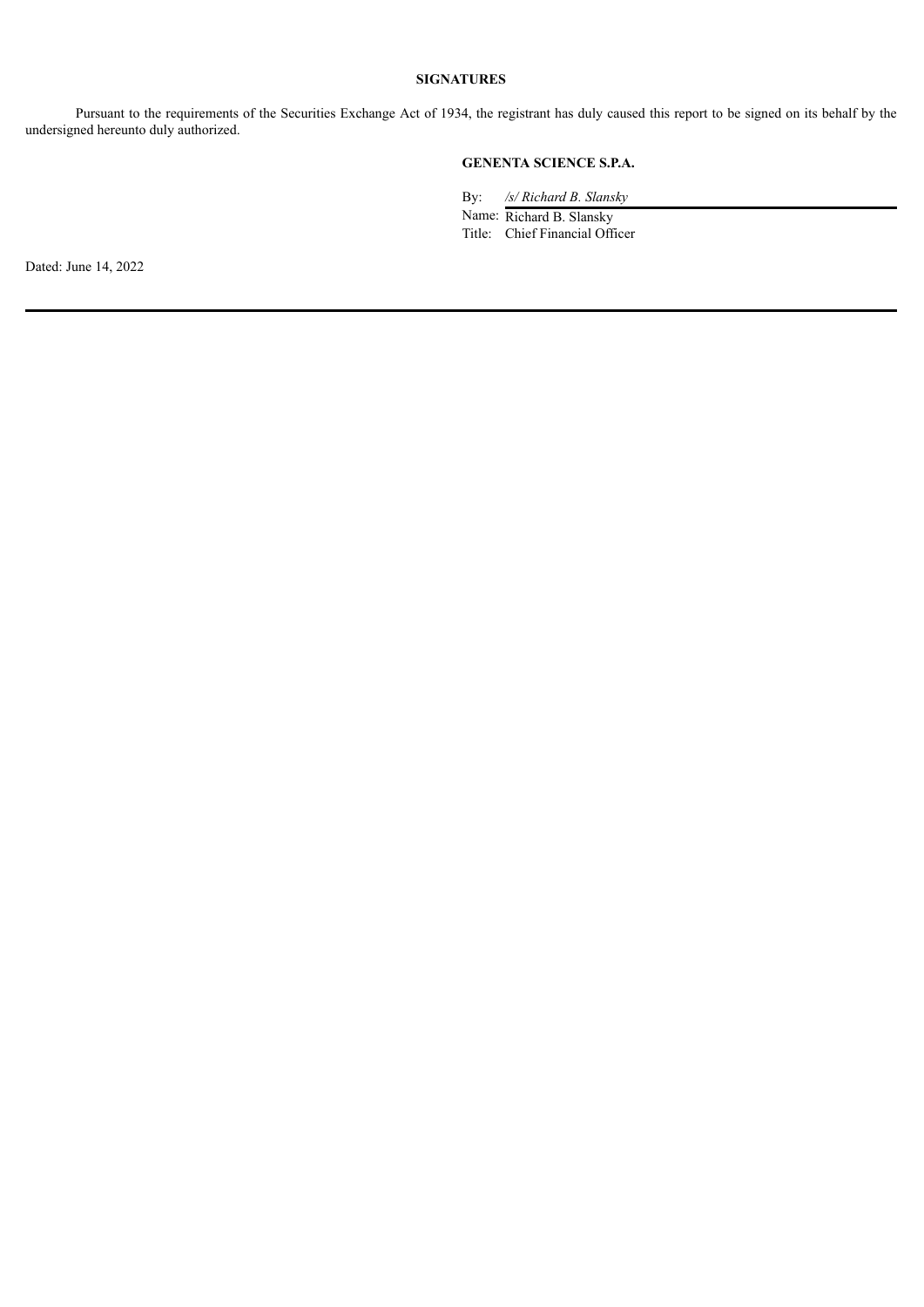**SIGNATURES**

Pursuant to the requirements of the Securities Exchange Act of 1934, the registrant has duly caused this report to be signed on its behalf by the undersigned hereunto duly authorized.

**GENENTA SCIENCE S.P.A.**

By: */s/ Richard B. Slansky*

Name: Richard B. Slansky

Title: Chief Financial Officer

Dated: June 14, 2022